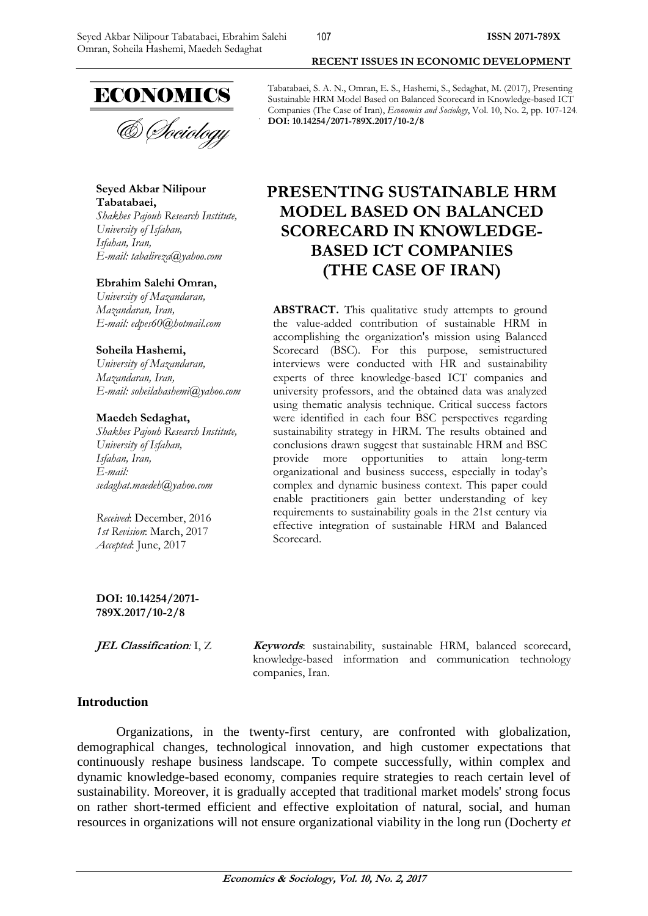Tabatabaei, S. A. N., Omran, E. S., Hashemi, S., Sedaghat, M. (2017), Presenting Sustainable HRM Model Based on Balanced Scorecard in Knowledge-based ICT Companies (The Case of Iran), *Economics and Sociology*, Vol. 10, No. 2, pp. 107-124. **DOI: 10.14254/2071-789X.2017/10-2/8**

**Seyed Akbar Nilipour Tabatabaei,**
*Shakhes Pajouh Research Institute, University of Isfahan, Isfahan, Iran,*
*E-mail: tabalireza@yahoo.com*

**Ebrahim Salehi Omran,**
*University of Mazandaran, Mazandaran, Iran,*
*E-mail: edpes60@hotmail.com*

**Soheila Hashemi,**
*University of Mazandaran, Mazandaran, Iran,*
*E-mail: soheilahashemi@yahoo.com*

**Maedeh Sedaghat,**
*Shakhes Pajouh Research Institute, University of Isfahan, Isfahan, Iran,*
*E-mail: sedaghat.maedeh@yahoo.com*

*Received*: December, 2016
*1st Revision*: March, 2017
*Accepted*: June, 2017

**DOI: 10.14254/2071-789X.2017/10-2/8**

# PRESENTING SUSTAINABLE HRM MODEL BASED ON BALANCED SCORECARD IN KNOWLEDGE-BASED ICT COMPANIES (THE CASE OF IRAN)

**ABSTRACT.** This qualitative study attempts to ground the value-added contribution of sustainable HRM in accomplishing the organization's mission using Balanced Scorecard (BSC). For this purpose, semistructured interviews were conducted with HR and sustainability experts of three knowledge-based ICT companies and university professors, and the obtained data was analyzed using thematic analysis technique. Critical success factors were identified in each four BSC perspectives regarding sustainability strategy in HRM. The results obtained and conclusions drawn suggest that sustainable HRM and BSC provide more opportunities to attain long-term organizational and business success, especially in today's complex and dynamic business context. This paper could enable practitioners gain better understanding of key requirements to sustainability goals in the 21st century via effective integration of sustainable HRM and Balanced Scorecard.

***JEL Classification:*** I, Z

***Keywords***: sustainability, sustainable HRM, balanced scorecard, knowledge-based information and communication technology companies, Iran.

## Introduction

Organizations, in the twenty-first century, are confronted with globalization, demographical changes, technological innovation, and high customer expectations that continuously reshape business landscape. To compete successfully, within complex and dynamic knowledge-based economy, companies require strategies to reach certain level of sustainability. Moreover, it is gradually accepted that traditional market models' strong focus on rather short-termed efficient and effective exploitation of natural, social, and human resources in organizations will not ensure organizational viability in the long run (Docherty *et*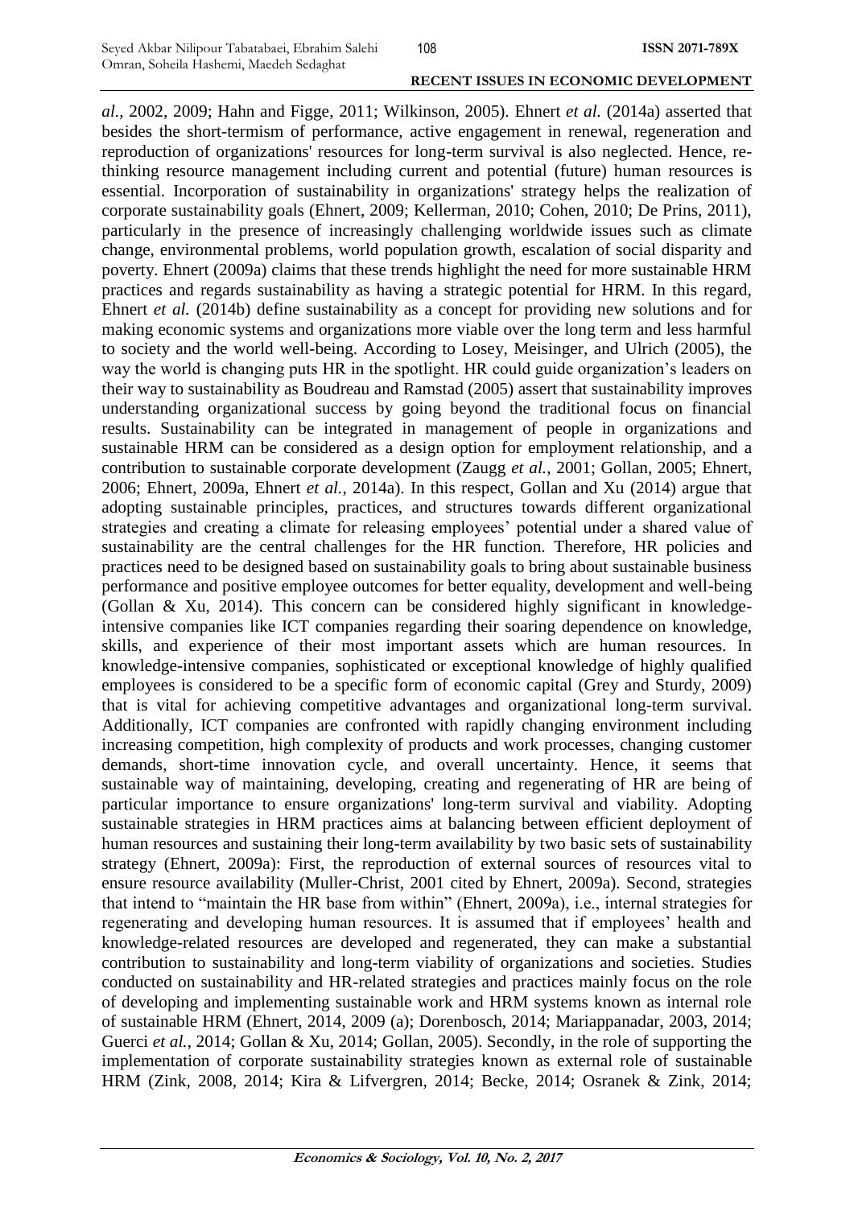*al.*, 2002, 2009; Hahn and Figge, 2011; Wilkinson, 2005). Ehnert *et al.* (2014a) asserted that besides the short-termism of performance, active engagement in renewal, regeneration and reproduction of organizations' resources for long-term survival is also neglected. Hence, re-thinking resource management including current and potential (future) human resources is essential. Incorporation of sustainability in organizations' strategy helps the realization of corporate sustainability goals (Ehnert, 2009; Kellerman, 2010; Cohen, 2010; De Prins, 2011), particularly in the presence of increasingly challenging worldwide issues such as climate change, environmental problems, world population growth, escalation of social disparity and poverty. Ehnert (2009a) claims that these trends highlight the need for more sustainable HRM practices and regards sustainability as having a strategic potential for HRM. In this regard, Ehnert *et al.* (2014b) define sustainability as a concept for providing new solutions and for making economic systems and organizations more viable over the long term and less harmful to society and the world well-being. According to Losey, Meisinger, and Ulrich (2005), the way the world is changing puts HR in the spotlight. HR could guide organization's leaders on their way to sustainability as Boudreau and Ramstad (2005) assert that sustainability improves understanding organizational success by going beyond the traditional focus on financial results. Sustainability can be integrated in management of people in organizations and sustainable HRM can be considered as a design option for employment relationship, and a contribution to sustainable corporate development (Zaugg *et al.*, 2001; Gollan, 2005; Ehnert, 2006; Ehnert, 2009a, Ehnert *et al.*, 2014a). In this respect, Gollan and Xu (2014) argue that adopting sustainable principles, practices, and structures towards different organizational strategies and creating a climate for releasing employees' potential under a shared value of sustainability are the central challenges for the HR function. Therefore, HR policies and practices need to be designed based on sustainability goals to bring about sustainable business performance and positive employee outcomes for better equality, development and well-being (Gollan & Xu, 2014). This concern can be considered highly significant in knowledge-intensive companies like ICT companies regarding their soaring dependence on knowledge, skills, and experience of their most important assets which are human resources. In knowledge-intensive companies, sophisticated or exceptional knowledge of highly qualified employees is considered to be a specific form of economic capital (Grey and Sturdy, 2009) that is vital for achieving competitive advantages and organizational long-term survival. Additionally, ICT companies are confronted with rapidly changing environment including increasing competition, high complexity of products and work processes, changing customer demands, short-time innovation cycle, and overall uncertainty. Hence, it seems that sustainable way of maintaining, developing, creating and regenerating of HR are being of particular importance to ensure organizations' long-term survival and viability. Adopting sustainable strategies in HRM practices aims at balancing between efficient deployment of human resources and sustaining their long-term availability by two basic sets of sustainability strategy (Ehnert, 2009a): First, the reproduction of external sources of resources vital to ensure resource availability (Muller-Christ, 2001 cited by Ehnert, 2009a). Second, strategies that intend to "maintain the HR base from within" (Ehnert, 2009a), i.e., internal strategies for regenerating and developing human resources. It is assumed that if employees' health and knowledge-related resources are developed and regenerated, they can make a substantial contribution to sustainability and long-term viability of organizations and societies. Studies conducted on sustainability and HR-related strategies and practices mainly focus on the role of developing and implementing sustainable work and HRM systems known as internal role of sustainable HRM (Ehnert, 2014, 2009 (a); Dorenbosch, 2014; Mariappanadar, 2003, 2014; Guerci *et al.*, 2014; Gollan & Xu, 2014; Gollan, 2005). Secondly, in the role of supporting the implementation of corporate sustainability strategies known as external role of sustainable HRM (Zink, 2008, 2014; Kira & Lifvergren, 2014; Becke, 2014; Osranek & Zink, 2014;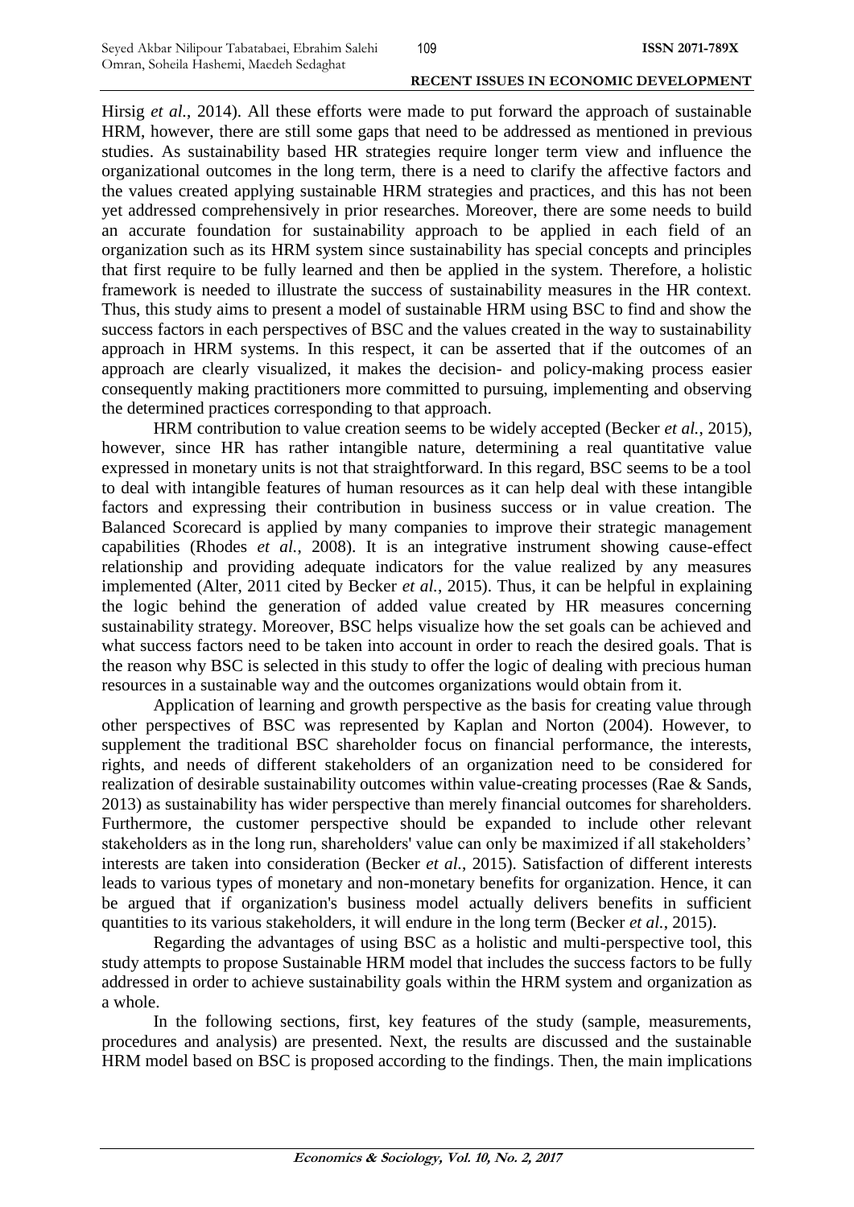Hirsig *et al.*, 2014). All these efforts were made to put forward the approach of sustainable HRM, however, there are still some gaps that need to be addressed as mentioned in previous studies. As sustainability based HR strategies require longer term view and influence the organizational outcomes in the long term, there is a need to clarify the affective factors and the values created applying sustainable HRM strategies and practices, and this has not been yet addressed comprehensively in prior researches. Moreover, there are some needs to build an accurate foundation for sustainability approach to be applied in each field of an organization such as its HRM system since sustainability has special concepts and principles that first require to be fully learned and then be applied in the system. Therefore, a holistic framework is needed to illustrate the success of sustainability measures in the HR context. Thus, this study aims to present a model of sustainable HRM using BSC to find and show the success factors in each perspectives of BSC and the values created in the way to sustainability approach in HRM systems. In this respect, it can be asserted that if the outcomes of an approach are clearly visualized, it makes the decision- and policy-making process easier consequently making practitioners more committed to pursuing, implementing and observing the determined practices corresponding to that approach.

HRM contribution to value creation seems to be widely accepted (Becker *et al.*, 2015), however, since HR has rather intangible nature, determining a real quantitative value expressed in monetary units is not that straightforward. In this regard, BSC seems to be a tool to deal with intangible features of human resources as it can help deal with these intangible factors and expressing their contribution in business success or in value creation. The Balanced Scorecard is applied by many companies to improve their strategic management capabilities (Rhodes *et al.*, 2008). It is an integrative instrument showing cause-effect relationship and providing adequate indicators for the value realized by any measures implemented (Alter, 2011 cited by Becker *et al.*, 2015). Thus, it can be helpful in explaining the logic behind the generation of added value created by HR measures concerning sustainability strategy. Moreover, BSC helps visualize how the set goals can be achieved and what success factors need to be taken into account in order to reach the desired goals. That is the reason why BSC is selected in this study to offer the logic of dealing with precious human resources in a sustainable way and the outcomes organizations would obtain from it.

Application of learning and growth perspective as the basis for creating value through other perspectives of BSC was represented by Kaplan and Norton (2004). However, to supplement the traditional BSC shareholder focus on financial performance, the interests, rights, and needs of different stakeholders of an organization need to be considered for realization of desirable sustainability outcomes within value-creating processes (Rae & Sands, 2013) as sustainability has wider perspective than merely financial outcomes for shareholders. Furthermore, the customer perspective should be expanded to include other relevant stakeholders as in the long run, shareholders' value can only be maximized if all stakeholders' interests are taken into consideration (Becker *et al.*, 2015). Satisfaction of different interests leads to various types of monetary and non-monetary benefits for organization. Hence, it can be argued that if organization's business model actually delivers benefits in sufficient quantities to its various stakeholders, it will endure in the long term (Becker *et al.*, 2015).

Regarding the advantages of using BSC as a holistic and multi-perspective tool, this study attempts to propose Sustainable HRM model that includes the success factors to be fully addressed in order to achieve sustainability goals within the HRM system and organization as a whole.

In the following sections, first, key features of the study (sample, measurements, procedures and analysis) are presented. Next, the results are discussed and the sustainable HRM model based on BSC is proposed according to the findings. Then, the main implications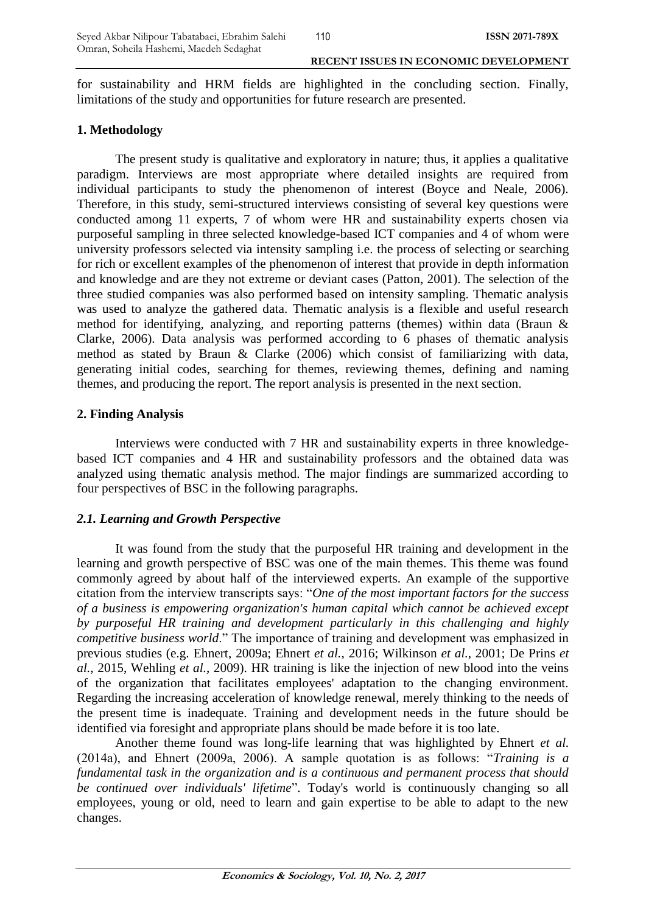for sustainability and HRM fields are highlighted in the concluding section. Finally, limitations of the study and opportunities for future research are presented.

## 1. Methodology

The present study is qualitative and exploratory in nature; thus, it applies a qualitative paradigm. Interviews are most appropriate where detailed insights are required from individual participants to study the phenomenon of interest (Boyce and Neale, 2006). Therefore, in this study, semi-structured interviews consisting of several key questions were conducted among 11 experts, 7 of whom were HR and sustainability experts chosen via purposeful sampling in three selected knowledge-based ICT companies and 4 of whom were university professors selected via intensity sampling i.e. the process of selecting or searching for rich or excellent examples of the phenomenon of interest that provide in depth information and knowledge and are they not extreme or deviant cases (Patton, 2001). The selection of the three studied companies was also performed based on intensity sampling. Thematic analysis was used to analyze the gathered data. Thematic analysis is a flexible and useful research method for identifying, analyzing, and reporting patterns (themes) within data (Braun & Clarke, 2006). Data analysis was performed according to 6 phases of thematic analysis method as stated by Braun & Clarke (2006) which consist of familiarizing with data, generating initial codes, searching for themes, reviewing themes, defining and naming themes, and producing the report. The report analysis is presented in the next section.

## 2. Finding Analysis

Interviews were conducted with 7 HR and sustainability experts in three knowledge-based ICT companies and 4 HR and sustainability professors and the obtained data was analyzed using thematic analysis method. The major findings are summarized according to four perspectives of BSC in the following paragraphs.

### *2.1. Learning and Growth Perspective*

It was found from the study that the purposeful HR training and development in the learning and growth perspective of BSC was one of the main themes. This theme was found commonly agreed by about half of the interviewed experts. An example of the supportive citation from the interview transcripts says: "*One of the most important factors for the success of a business is empowering organization's human capital which cannot be achieved except by purposeful HR training and development particularly in this challenging and highly competitive business world*." The importance of training and development was emphasized in previous studies (e.g. Ehnert, 2009a; Ehnert *et al.*, 2016; Wilkinson *et al.*, 2001; De Prins *et al.*, 2015, Wehling *et al.*, 2009). HR training is like the injection of new blood into the veins of the organization that facilitates employees' adaptation to the changing environment. Regarding the increasing acceleration of knowledge renewal, merely thinking to the needs of the present time is inadequate. Training and development needs in the future should be identified via foresight and appropriate plans should be made before it is too late.

Another theme found was long-life learning that was highlighted by Ehnert *et al.* (2014a), and Ehnert (2009a, 2006). A sample quotation is as follows: "*Training is a fundamental task in the organization and is a continuous and permanent process that should be continued over individuals' lifetime*". Today's world is continuously changing so all employees, young or old, need to learn and gain expertise to be able to adapt to the new changes.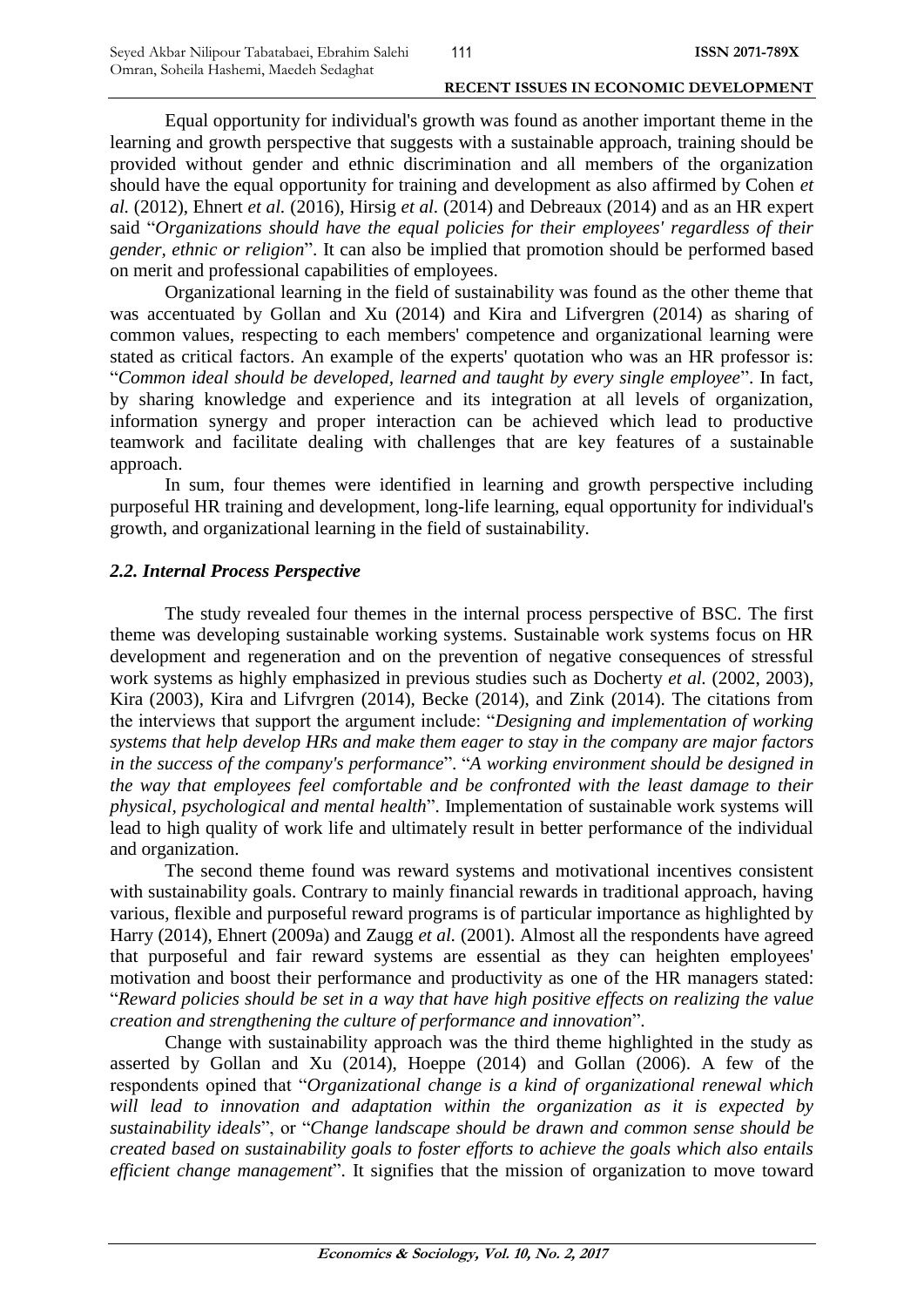Equal opportunity for individual's growth was found as another important theme in the learning and growth perspective that suggests with a sustainable approach, training should be provided without gender and ethnic discrimination and all members of the organization should have the equal opportunity for training and development as also affirmed by Cohen *et al.* (2012), Ehnert *et al.* (2016), Hirsig *et al.* (2014) and Debreaux (2014) and as an HR expert said "*Organizations should have the equal policies for their employees' regardless of their gender, ethnic or religion*". It can also be implied that promotion should be performed based on merit and professional capabilities of employees.

Organizational learning in the field of sustainability was found as the other theme that was accentuated by Gollan and Xu (2014) and Kira and Lifvergren (2014) as sharing of common values, respecting to each members' competence and organizational learning were stated as critical factors. An example of the experts' quotation who was an HR professor is: "*Common ideal should be developed, learned and taught by every single employee*". In fact, by sharing knowledge and experience and its integration at all levels of organization, information synergy and proper interaction can be achieved which lead to productive teamwork and facilitate dealing with challenges that are key features of a sustainable approach.

In sum, four themes were identified in learning and growth perspective including purposeful HR training and development, long-life learning, equal opportunity for individual's growth, and organizational learning in the field of sustainability.

### *2.2. Internal Process Perspective*

The study revealed four themes in the internal process perspective of BSC. The first theme was developing sustainable working systems. Sustainable work systems focus on HR development and regeneration and on the prevention of negative consequences of stressful work systems as highly emphasized in previous studies such as Docherty *et al.* (2002, 2003), Kira (2003), Kira and Lifvrgren (2014), Becke (2014), and Zink (2014). The citations from the interviews that support the argument include: "*Designing and implementation of working systems that help develop HRs and make them eager to stay in the company are major factors in the success of the company's performance*". "*A working environment should be designed in the way that employees feel comfortable and be confronted with the least damage to their physical, psychological and mental health*". Implementation of sustainable work systems will lead to high quality of work life and ultimately result in better performance of the individual and organization.

The second theme found was reward systems and motivational incentives consistent with sustainability goals. Contrary to mainly financial rewards in traditional approach, having various, flexible and purposeful reward programs is of particular importance as highlighted by Harry (2014), Ehnert (2009a) and Zaugg *et al.* (2001). Almost all the respondents have agreed that purposeful and fair reward systems are essential as they can heighten employees' motivation and boost their performance and productivity as one of the HR managers stated: "*Reward policies should be set in a way that have high positive effects on realizing the value creation and strengthening the culture of performance and innovation*".

Change with sustainability approach was the third theme highlighted in the study as asserted by Gollan and Xu (2014), Hoeppe (2014) and Gollan (2006). A few of the respondents opined that "*Organizational change is a kind of organizational renewal which will lead to innovation and adaptation within the organization as it is expected by sustainability ideals*", or "*Change landscape should be drawn and common sense should be created based on sustainability goals to foster efforts to achieve the goals which also entails efficient change management*". It signifies that the mission of organization to move toward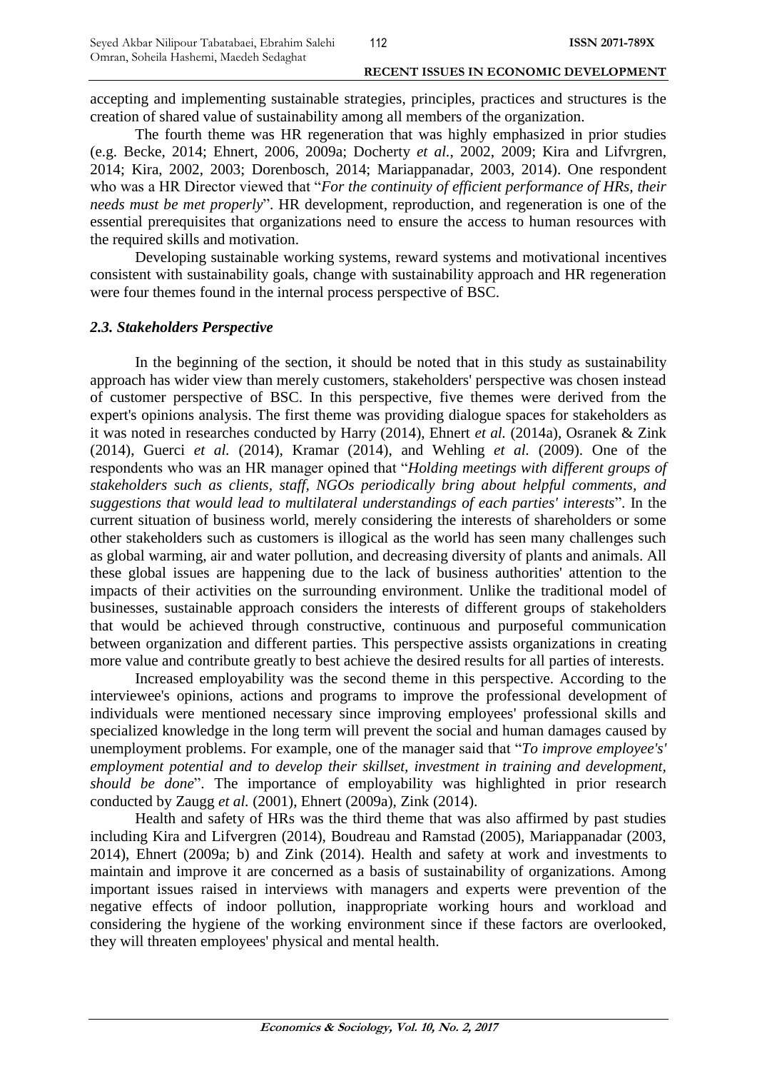accepting and implementing sustainable strategies, principles, practices and structures is the creation of shared value of sustainability among all members of the organization.

The fourth theme was HR regeneration that was highly emphasized in prior studies (e.g. Becke, 2014; Ehnert, 2006, 2009a; Docherty *et al.*, 2002, 2009; Kira and Lifvrgren, 2014; Kira, 2002, 2003; Dorenbosch, 2014; Mariappanadar, 2003, 2014). One respondent who was a HR Director viewed that "*For the continuity of efficient performance of HRs, their needs must be met properly*". HR development, reproduction, and regeneration is one of the essential prerequisites that organizations need to ensure the access to human resources with the required skills and motivation.

Developing sustainable working systems, reward systems and motivational incentives consistent with sustainability goals, change with sustainability approach and HR regeneration were four themes found in the internal process perspective of BSC.

### *2.3. Stakeholders Perspective*

In the beginning of the section, it should be noted that in this study as sustainability approach has wider view than merely customers, stakeholders' perspective was chosen instead of customer perspective of BSC. In this perspective, five themes were derived from the expert's opinions analysis. The first theme was providing dialogue spaces for stakeholders as it was noted in researches conducted by Harry (2014), Ehnert *et al.* (2014a), Osranek & Zink (2014), Guerci *et al.* (2014), Kramar (2014), and Wehling *et al.* (2009). One of the respondents who was an HR manager opined that "*Holding meetings with different groups of stakeholders such as clients, staff, NGOs periodically bring about helpful comments, and suggestions that would lead to multilateral understandings of each parties' interests*". In the current situation of business world, merely considering the interests of shareholders or some other stakeholders such as customers is illogical as the world has seen many challenges such as global warming, air and water pollution, and decreasing diversity of plants and animals. All these global issues are happening due to the lack of business authorities' attention to the impacts of their activities on the surrounding environment. Unlike the traditional model of businesses, sustainable approach considers the interests of different groups of stakeholders that would be achieved through constructive, continuous and purposeful communication between organization and different parties. This perspective assists organizations in creating more value and contribute greatly to best achieve the desired results for all parties of interests.

Increased employability was the second theme in this perspective. According to the interviewee's opinions, actions and programs to improve the professional development of individuals were mentioned necessary since improving employees' professional skills and specialized knowledge in the long term will prevent the social and human damages caused by unemployment problems. For example, one of the manager said that "*To improve employee's' employment potential and to develop their skillset, investment in training and development, should be done*". The importance of employability was highlighted in prior research conducted by Zaugg *et al.* (2001), Ehnert (2009a), Zink (2014).

Health and safety of HRs was the third theme that was also affirmed by past studies including Kira and Lifvergren (2014), Boudreau and Ramstad (2005), Mariappanadar (2003, 2014), Ehnert (2009a; b) and Zink (2014). Health and safety at work and investments to maintain and improve it are concerned as a basis of sustainability of organizations. Among important issues raised in interviews with managers and experts were prevention of the negative effects of indoor pollution, inappropriate working hours and workload and considering the hygiene of the working environment since if these factors are overlooked, they will threaten employees' physical and mental health.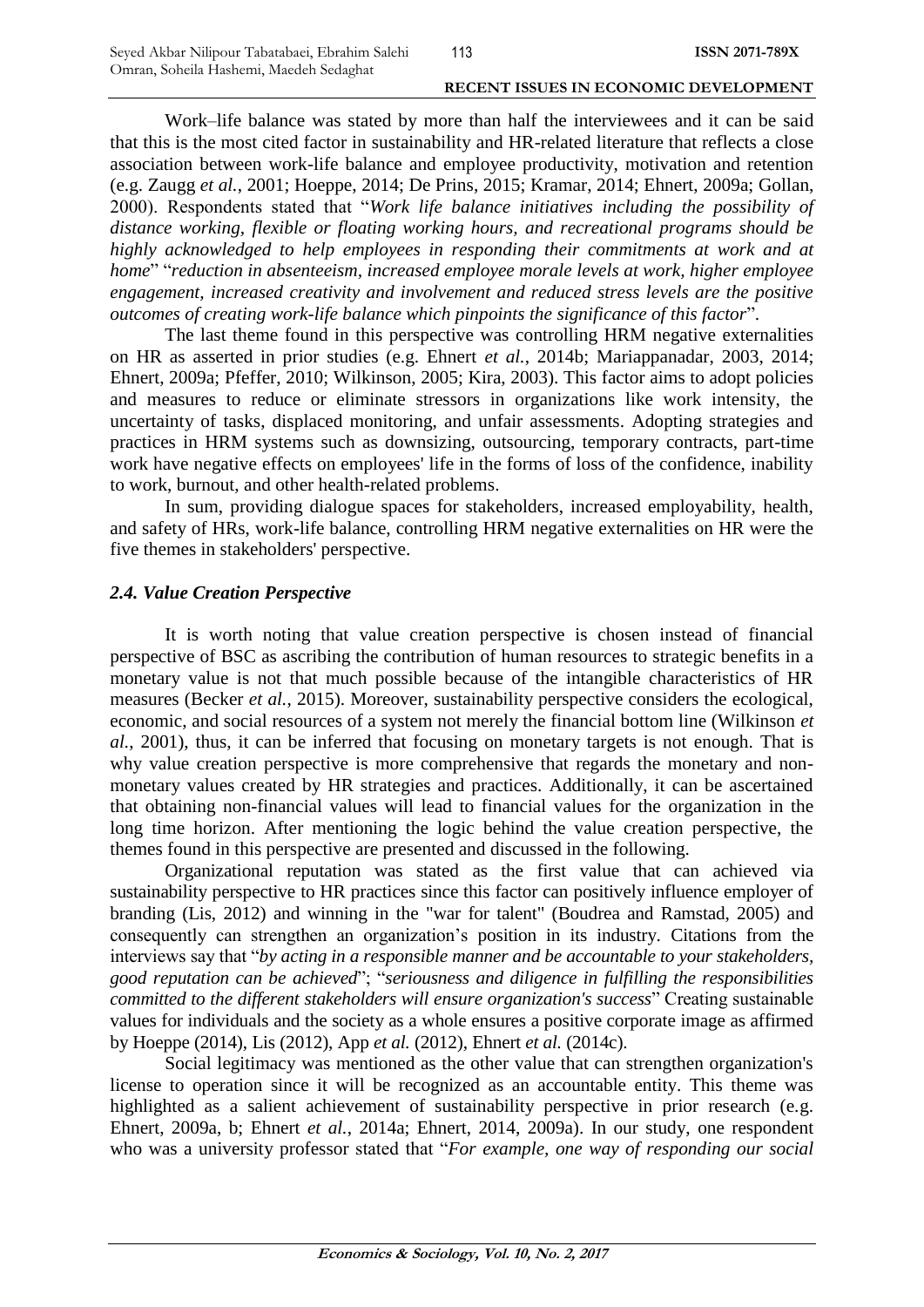Work–life balance was stated by more than half the interviewees and it can be said that this is the most cited factor in sustainability and HR-related literature that reflects a close association between work-life balance and employee productivity, motivation and retention (e.g. Zaugg *et al.*, 2001; Hoeppe, 2014; De Prins, 2015; Kramar, 2014; Ehnert, 2009a; Gollan, 2000). Respondents stated that "*Work life balance initiatives including the possibility of distance working, flexible or floating working hours, and recreational programs should be highly acknowledged to help employees in responding their commitments at work and at home*" "*reduction in absenteeism, increased employee morale levels at work, higher employee engagement, increased creativity and involvement and reduced stress levels are the positive outcomes of creating work-life balance which pinpoints the significance of this factor*".

The last theme found in this perspective was controlling HRM negative externalities on HR as asserted in prior studies (e.g. Ehnert *et al.*, 2014b; Mariappanadar, 2003, 2014; Ehnert, 2009a; Pfeffer, 2010; Wilkinson, 2005; Kira, 2003). This factor aims to adopt policies and measures to reduce or eliminate stressors in organizations like work intensity, the uncertainty of tasks, displaced monitoring, and unfair assessments. Adopting strategies and practices in HRM systems such as downsizing, outsourcing, temporary contracts, part-time work have negative effects on employees' life in the forms of loss of the confidence, inability to work, burnout, and other health-related problems.

In sum, providing dialogue spaces for stakeholders, increased employability, health, and safety of HRs, work-life balance, controlling HRM negative externalities on HR were the five themes in stakeholders' perspective.

### *2.4. Value Creation Perspective*

It is worth noting that value creation perspective is chosen instead of financial perspective of BSC as ascribing the contribution of human resources to strategic benefits in a monetary value is not that much possible because of the intangible characteristics of HR measures (Becker *et al.*, 2015). Moreover, sustainability perspective considers the ecological, economic, and social resources of a system not merely the financial bottom line (Wilkinson *et al.*, 2001), thus, it can be inferred that focusing on monetary targets is not enough. That is why value creation perspective is more comprehensive that regards the monetary and non-monetary values created by HR strategies and practices. Additionally, it can be ascertained that obtaining non-financial values will lead to financial values for the organization in the long time horizon. After mentioning the logic behind the value creation perspective, the themes found in this perspective are presented and discussed in the following.

Organizational reputation was stated as the first value that can achieved via sustainability perspective to HR practices since this factor can positively influence employer of branding (Lis, 2012) and winning in the "war for talent" (Boudrea and Ramstad, 2005) and consequently can strengthen an organization's position in its industry. Citations from the interviews say that "*by acting in a responsible manner and be accountable to your stakeholders, good reputation can be achieved*"; "*seriousness and diligence in fulfilling the responsibilities committed to the different stakeholders will ensure organization's success*" Creating sustainable values for individuals and the society as a whole ensures a positive corporate image as affirmed by Hoeppe (2014), Lis (2012), App *et al.* (2012), Ehnert *et al.* (2014c).

Social legitimacy was mentioned as the other value that can strengthen organization's license to operation since it will be recognized as an accountable entity. This theme was highlighted as a salient achievement of sustainability perspective in prior research (e.g. Ehnert, 2009a, b; Ehnert *et al.*, 2014a; Ehnert, 2014, 2009a). In our study, one respondent who was a university professor stated that "*For example, one way of responding our social*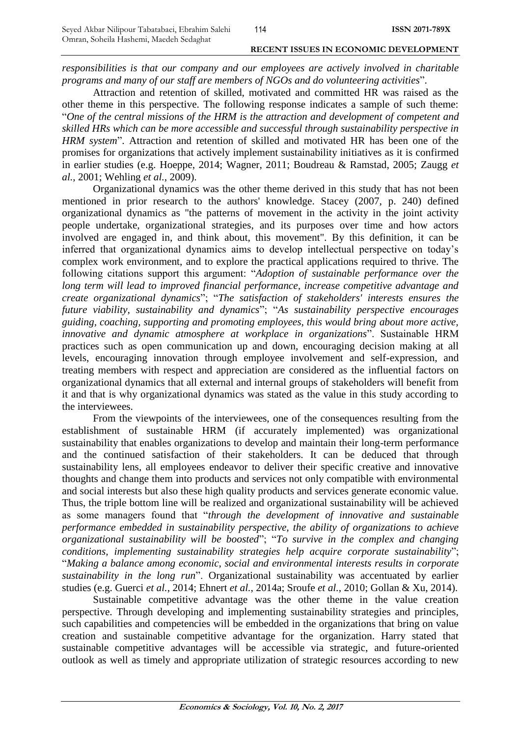*responsibilities is that our company and our employees are actively involved in charitable programs and many of our staff are members of NGOs and do volunteering activities*".

Attraction and retention of skilled, motivated and committed HR was raised as the other theme in this perspective. The following response indicates a sample of such theme: "*One of the central missions of the HRM is the attraction and development of competent and skilled HRs which can be more accessible and successful through sustainability perspective in HRM system*". Attraction and retention of skilled and motivated HR has been one of the promises for organizations that actively implement sustainability initiatives as it is confirmed in earlier studies (e.g. Hoeppe, 2014; Wagner, 2011; Boudreau & Ramstad, 2005; Zaugg *et al.*, 2001; Wehling *et al.*, 2009).

Organizational dynamics was the other theme derived in this study that has not been mentioned in prior research to the authors' knowledge. Stacey (2007, p. 240) defined organizational dynamics as "the patterns of movement in the activity in the joint activity people undertake, organizational strategies, and its purposes over time and how actors involved are engaged in, and think about, this movement". By this definition, it can be inferred that organizational dynamics aims to develop intellectual perspective on today's complex work environment, and to explore the practical applications required to thrive. The following citations support this argument: "*Adoption of sustainable performance over the long term will lead to improved financial performance, increase competitive advantage and create organizational dynamics*"; "*The satisfaction of stakeholders' interests ensures the future viability, sustainability and dynamics*"; "*As sustainability perspective encourages guiding, coaching, supporting and promoting employees, this would bring about more active, innovative and dynamic atmosphere at workplace in organizations*". Sustainable HRM practices such as open communication up and down, encouraging decision making at all levels, encouraging innovation through employee involvement and self-expression, and treating members with respect and appreciation are considered as the influential factors on organizational dynamics that all external and internal groups of stakeholders will benefit from it and that is why organizational dynamics was stated as the value in this study according to the interviewees.

From the viewpoints of the interviewees, one of the consequences resulting from the establishment of sustainable HRM (if accurately implemented) was organizational sustainability that enables organizations to develop and maintain their long-term performance and the continued satisfaction of their stakeholders. It can be deduced that through sustainability lens, all employees endeavor to deliver their specific creative and innovative thoughts and change them into products and services not only compatible with environmental and social interests but also these high quality products and services generate economic value. Thus, the triple bottom line will be realized and organizational sustainability will be achieved as some managers found that "*through the development of innovative and sustainable performance embedded in sustainability perspective, the ability of organizations to achieve organizational sustainability will be boosted*"; "*To survive in the complex and changing conditions, implementing sustainability strategies help acquire corporate sustainability*"; "*Making a balance among economic, social and environmental interests results in corporate sustainability in the long run*". Organizational sustainability was accentuated by earlier studies (e.g. Guerci *et al.*, 2014; Ehnert *et al.*, 2014a; Sroufe *et al.*, 2010; Gollan & Xu, 2014).

Sustainable competitive advantage was the other theme in the value creation perspective. Through developing and implementing sustainability strategies and principles, such capabilities and competencies will be embedded in the organizations that bring on value creation and sustainable competitive advantage for the organization. Harry stated that sustainable competitive advantages will be accessible via strategic, and future-oriented outlook as well as timely and appropriate utilization of strategic resources according to new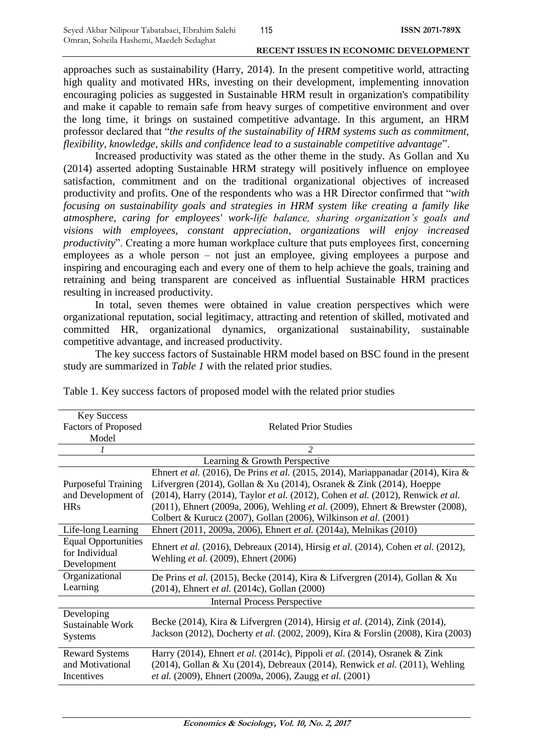approaches such as sustainability (Harry, 2014). In the present competitive world, attracting high quality and motivated HRs, investing on their development, implementing innovation encouraging policies as suggested in Sustainable HRM result in organization's compatibility and make it capable to remain safe from heavy surges of competitive environment and over the long time, it brings on sustained competitive advantage. In this argument, an HRM professor declared that "*the results of the sustainability of HRM systems such as commitment, flexibility, knowledge, skills and confidence lead to a sustainable competitive advantage*".

Increased productivity was stated as the other theme in the study. As Gollan and Xu (2014) asserted adopting Sustainable HRM strategy will positively influence on employee satisfaction, commitment and on the traditional organizational objectives of increased productivity and profits. One of the respondents who was a HR Director confirmed that "*with focusing on sustainability goals and strategies in HRM system like creating a family like atmosphere, caring for employees' work-life balance, sharing organization's goals and visions with employees, constant appreciation, organizations will enjoy increased productivity*". Creating a more human workplace culture that puts employees first, concerning employees as a whole person – not just an employee, giving employees a purpose and inspiring and encouraging each and every one of them to help achieve the goals, training and retraining and being transparent are conceived as influential Sustainable HRM practices resulting in increased productivity.

In total, seven themes were obtained in value creation perspectives which were organizational reputation, social legitimacy, attracting and retention of skilled, motivated and committed HR, organizational dynamics, organizational sustainability, sustainable competitive advantage, and increased productivity.

The key success factors of Sustainable HRM model based on BSC found in the present study are summarized in *Table 1* with the related prior studies.

Table 1. Key success factors of proposed model with the related prior studies

| Key Success Factors of Proposed Model | Related Prior Studies |
|---|---|
| *1* | *2* |
| Learning & Growth Perspective | |
| Purposeful Training and Development of HRs | Ehnert *et al.* (2016), De Prins *et al.* (2015, 2014), Mariappanadar (2014), Kira & Lifvergren (2014), Gollan & Xu (2014), Osranek & Zink (2014), Hoeppe (2014), Harry (2014), Taylor *et al.* (2012), Cohen *et al.* (2012), Renwick *et al.* (2011), Ehnert (2009a, 2006), Wehling *et al.* (2009), Ehnert & Brewster (2008), Colbert & Kurucz (2007), Gollan (2006), Wilkinson *et al.* (2001) |
| Life-long Learning | Ehnert (2011, 2009a, 2006), Ehnert *et al.* (2014a), Melnikas (2010) |
| Equal Opportunities for Individual Development | Ehnert *et al.* (2016), Debreaux (2014), Hirsig *et al.* (2014), Cohen *et al.* (2012), Wehling *et al.* (2009), Ehnert (2006) |
| Organizational Learning | De Prins *et al.* (2015), Becke (2014), Kira & Lifvergren (2014), Gollan & Xu (2014), Ehnert *et al.* (2014c), Gollan (2000) |
| Internal Process Perspective | |
| Developing Sustainable Work Systems | Becke (2014), Kira & Lifvergren (2014), Hirsig *et al.* (2014), Zink (2014), Jackson (2012), Docherty *et al.* (2002, 2009), Kira & Forslin (2008), Kira (2003) |
| Reward Systems and Motivational Incentives | Harry (2014), Ehnert *et al.* (2014c), Pippoli *et al.* (2014), Osranek & Zink (2014), Gollan & Xu (2014), Debreaux (2014), Renwick *et al.* (2011), Wehling *et al.* (2009), Ehnert (2009a, 2006), Zaugg *et al.* (2001) |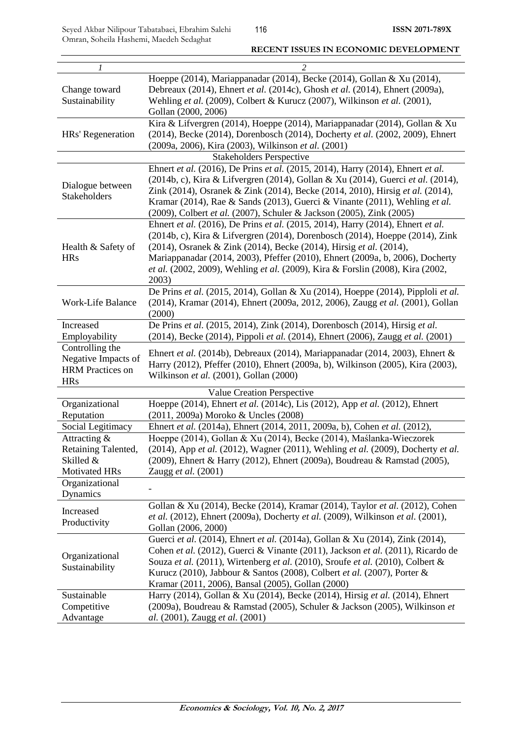| 1 | 2 |
|---|---|
| Change toward Sustainability | Hoeppe (2014), Mariappanadar (2014), Becke (2014), Gollan & Xu (2014), Debreaux (2014), Ehnert *et al.* (2014c), Ghosh *et al.* (2014), Ehnert (2009a), Wehling *et al.* (2009), Colbert & Kurucz (2007), Wilkinson *et al.* (2001), Gollan (2000, 2006) |
| HRs' Regeneration | Kira & Lifvergren (2014), Hoeppe (2014), Mariappanadar (2014), Gollan & Xu (2014), Becke (2014), Dorenbosch (2014), Docherty *et al.* (2002, 2009), Ehnert (2009a, 2006), Kira (2003), Wilkinson *et al.* (2001) |
| Stakeholders Perspective | |
| Dialogue between Stakeholders | Ehnert *et al.* (2016), De Prins *et al.* (2015, 2014), Harry (2014), Ehnert *et al.* (2014b, c), Kira & Lifvergren (2014), Gollan & Xu (2014), Guerci *et al.* (2014), Zink (2014), Osranek & Zink (2014), Becke (2014, 2010), Hirsig *et al.* (2014), Kramar (2014), Rae & Sands (2013), Guerci & Vinante (2011), Wehling *et al.* (2009), Colbert *et al.* (2007), Schuler & Jackson (2005), Zink (2005) |
| Health & Safety of HRs | Ehnert *et al.* (2016), De Prins *et al.* (2015, 2014), Harry (2014), Ehnert *et al.* (2014b, c), Kira & Lifvergren (2014), Dorenbosch (2014), Hoeppe (2014), Zink (2014), Osranek & Zink (2014), Becke (2014), Hirsig *et al.* (2014), Mariappanadar (2014, 2003), Pfeffer (2010), Ehnert (2009a, b, 2006), Docherty *et al.* (2002, 2009), Wehling *et al.* (2009), Kira & Forslin (2008), Kira (2002, 2003) |
| Work-Life Balance | De Prins *et al.* (2015, 2014), Gollan & Xu (2014), Hoeppe (2014), Pipploli *et al.* (2014), Kramar (2014), Ehnert (2009a, 2012, 2006), Zaugg *et al.* (2001), Gollan (2000) |
| Increased Employability | De Prins *et al.* (2015, 2014), Zink (2014), Dorenbosch (2014), Hirsig *et al.* (2014), Becke (2014), Pippoli *et al.* (2014), Ehnert (2006), Zaugg *et al.* (2001) |
| Controlling the Negative Impacts of HRM Practices on HRs | Ehnert *et al.* (2014b), Debreaux (2014), Mariappanadar (2014, 2003), Ehnert & Harry (2012), Pfeffer (2010), Ehnert (2009a, b), Wilkinson (2005), Kira (2003), Wilkinson *et al.* (2001), Gollan (2000) |
| Value Creation Perspective | |
| Organizational Reputation | Hoeppe (2014), Ehnert *et al.* (2014c), Lis (2012), App *et al.* (2012), Ehnert (2011, 2009a) Moroko & Uncles (2008) |
| Social Legitimacy | Ehnert *et al.* (2014a), Ehnert (2014, 2011, 2009a, b), Cohen *et al.* (2012), |
| Attracting & Retaining Talented, Skilled & Motivated HRs | Hoeppe (2014), Gollan & Xu (2014), Becke (2014), Maślanka-Wieczorek (2014), App *et al.* (2012), Wagner (2011), Wehling *et al.* (2009), Docherty *et al.* (2009), Ehnert & Harry (2012), Ehnert (2009a), Boudreau & Ramstad (2005), Zaugg *et al.* (2001) |
| Organizational Dynamics | - |
| Increased Productivity | Gollan & Xu (2014), Becke (2014), Kramar (2014), Taylor *et al.* (2012), Cohen *et al.* (2012), Ehnert (2009a), Docherty *et al.* (2009), Wilkinson *et al.* (2001), Gollan (2006, 2000) |
| Organizational Sustainability | Guerci *et al.* (2014), Ehnert *et al.* (2014a), Gollan & Xu (2014), Zink (2014), Cohen *et al.* (2012), Guerci & Vinante (2011), Jackson *et al.* (2011), Ricardo de Souza *et al.* (2011), Wirtenberg *et al.* (2010), Sroufe *et al.* (2010), Colbert & Kurucz (2010), Jabbour & Santos (2008), Colbert *et al.* (2007), Porter & Kramar (2011, 2006), Bansal (2005), Gollan (2000) |
| Sustainable Competitive Advantage | Harry (2014), Gollan & Xu (2014), Becke (2014), Hirsig *et al.* (2014), Ehnert (2009a), Boudreau & Ramstad (2005), Schuler & Jackson (2005), Wilkinson *et al.* (2001), Zaugg *et al.* (2001) |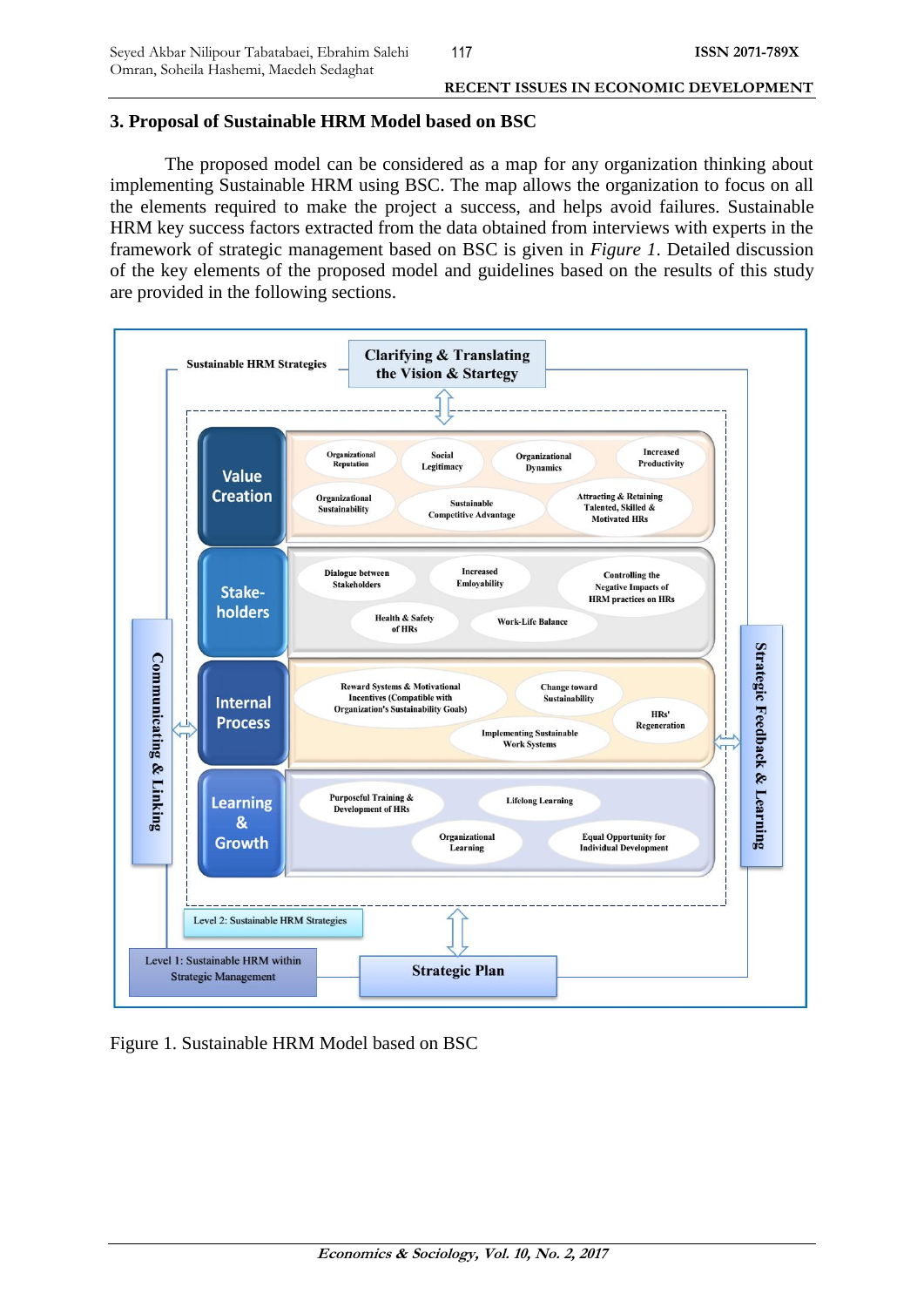## 3. Proposal of Sustainable HRM Model based on BSC

The proposed model can be considered as a map for any organization thinking about implementing Sustainable HRM using BSC. The map allows the organization to focus on all the elements required to make the project a success, and helps avoid failures. Sustainable HRM key success factors extracted from the data obtained from interviews with experts in the framework of strategic management based on BSC is given in *Figure 1*. Detailed discussion of the key elements of the proposed model and guidelines based on the results of this study are provided in the following sections.

Figure 1. Sustainable HRM Model based on BSC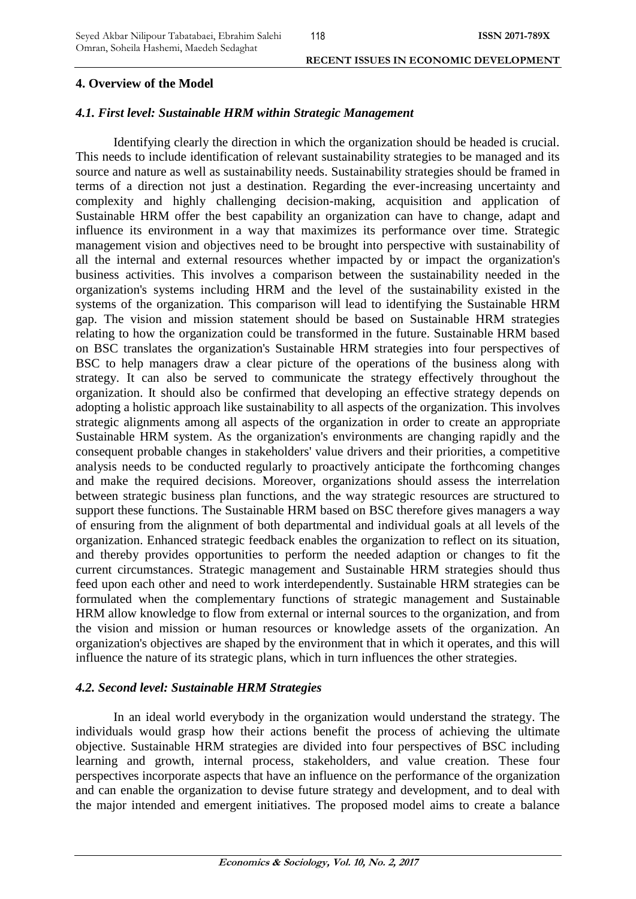## 4. Overview of the Model

### *4.1. First level: Sustainable HRM within Strategic Management*

Identifying clearly the direction in which the organization should be headed is crucial. This needs to include identification of relevant sustainability strategies to be managed and its source and nature as well as sustainability needs. Sustainability strategies should be framed in terms of a direction not just a destination. Regarding the ever-increasing uncertainty and complexity and highly challenging decision-making, acquisition and application of Sustainable HRM offer the best capability an organization can have to change, adapt and influence its environment in a way that maximizes its performance over time. Strategic management vision and objectives need to be brought into perspective with sustainability of all the internal and external resources whether impacted by or impact the organization's business activities. This involves a comparison between the sustainability needed in the organization's systems including HRM and the level of the sustainability existed in the systems of the organization. This comparison will lead to identifying the Sustainable HRM gap. The vision and mission statement should be based on Sustainable HRM strategies relating to how the organization could be transformed in the future. Sustainable HRM based on BSC translates the organization's Sustainable HRM strategies into four perspectives of BSC to help managers draw a clear picture of the operations of the business along with strategy. It can also be served to communicate the strategy effectively throughout the organization. It should also be confirmed that developing an effective strategy depends on adopting a holistic approach like sustainability to all aspects of the organization. This involves strategic alignments among all aspects of the organization in order to create an appropriate Sustainable HRM system. As the organization's environments are changing rapidly and the consequent probable changes in stakeholders' value drivers and their priorities, a competitive analysis needs to be conducted regularly to proactively anticipate the forthcoming changes and make the required decisions. Moreover, organizations should assess the interrelation between strategic business plan functions, and the way strategic resources are structured to support these functions. The Sustainable HRM based on BSC therefore gives managers a way of ensuring from the alignment of both departmental and individual goals at all levels of the organization. Enhanced strategic feedback enables the organization to reflect on its situation, and thereby provides opportunities to perform the needed adaption or changes to fit the current circumstances. Strategic management and Sustainable HRM strategies should thus feed upon each other and need to work interdependently. Sustainable HRM strategies can be formulated when the complementary functions of strategic management and Sustainable HRM allow knowledge to flow from external or internal sources to the organization, and from the vision and mission or human resources or knowledge assets of the organization. An organization's objectives are shaped by the environment that in which it operates, and this will influence the nature of its strategic plans, which in turn influences the other strategies.

### *4.2. Second level: Sustainable HRM Strategies*

In an ideal world everybody in the organization would understand the strategy. The individuals would grasp how their actions benefit the process of achieving the ultimate objective. Sustainable HRM strategies are divided into four perspectives of BSC including learning and growth, internal process, stakeholders, and value creation. These four perspectives incorporate aspects that have an influence on the performance of the organization and can enable the organization to devise future strategy and development, and to deal with the major intended and emergent initiatives. The proposed model aims to create a balance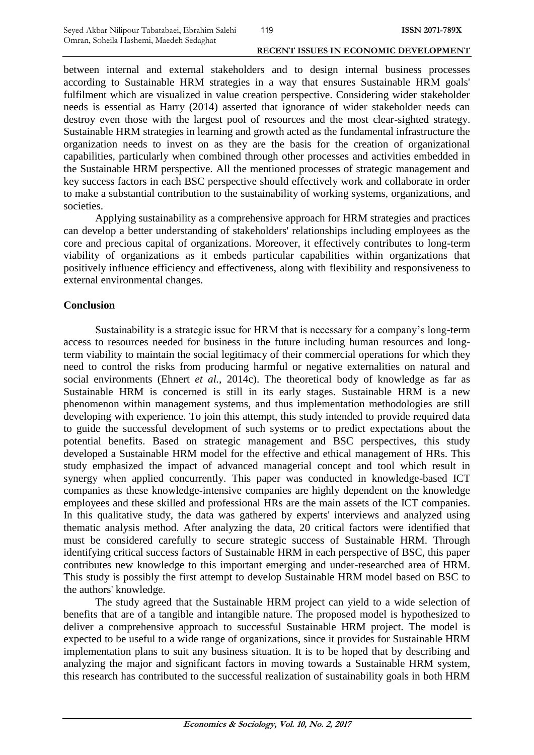between internal and external stakeholders and to design internal business processes according to Sustainable HRM strategies in a way that ensures Sustainable HRM goals' fulfilment which are visualized in value creation perspective. Considering wider stakeholder needs is essential as Harry (2014) asserted that ignorance of wider stakeholder needs can destroy even those with the largest pool of resources and the most clear-sighted strategy. Sustainable HRM strategies in learning and growth acted as the fundamental infrastructure the organization needs to invest on as they are the basis for the creation of organizational capabilities, particularly when combined through other processes and activities embedded in the Sustainable HRM perspective. All the mentioned processes of strategic management and key success factors in each BSC perspective should effectively work and collaborate in order to make a substantial contribution to the sustainability of working systems, organizations, and societies.

Applying sustainability as a comprehensive approach for HRM strategies and practices can develop a better understanding of stakeholders' relationships including employees as the core and precious capital of organizations. Moreover, it effectively contributes to long-term viability of organizations as it embeds particular capabilities within organizations that positively influence efficiency and effectiveness, along with flexibility and responsiveness to external environmental changes.

## Conclusion

Sustainability is a strategic issue for HRM that is necessary for a company's long-term access to resources needed for business in the future including human resources and long-term viability to maintain the social legitimacy of their commercial operations for which they need to control the risks from producing harmful or negative externalities on natural and social environments (Ehnert *et al.*, 2014c). The theoretical body of knowledge as far as Sustainable HRM is concerned is still in its early stages. Sustainable HRM is a new phenomenon within management systems, and thus implementation methodologies are still developing with experience. To join this attempt, this study intended to provide required data to guide the successful development of such systems or to predict expectations about the potential benefits. Based on strategic management and BSC perspectives, this study developed a Sustainable HRM model for the effective and ethical management of HRs. This study emphasized the impact of advanced managerial concept and tool which result in synergy when applied concurrently. This paper was conducted in knowledge-based ICT companies as these knowledge-intensive companies are highly dependent on the knowledge employees and these skilled and professional HRs are the main assets of the ICT companies. In this qualitative study, the data was gathered by experts' interviews and analyzed using thematic analysis method. After analyzing the data, 20 critical factors were identified that must be considered carefully to secure strategic success of Sustainable HRM. Through identifying critical success factors of Sustainable HRM in each perspective of BSC, this paper contributes new knowledge to this important emerging and under-researched area of HRM. This study is possibly the first attempt to develop Sustainable HRM model based on BSC to the authors' knowledge.

The study agreed that the Sustainable HRM project can yield to a wide selection of benefits that are of a tangible and intangible nature. The proposed model is hypothesized to deliver a comprehensive approach to successful Sustainable HRM project. The model is expected to be useful to a wide range of organizations, since it provides for Sustainable HRM implementation plans to suit any business situation. It is to be hoped that by describing and analyzing the major and significant factors in moving towards a Sustainable HRM system, this research has contributed to the successful realization of sustainability goals in both HRM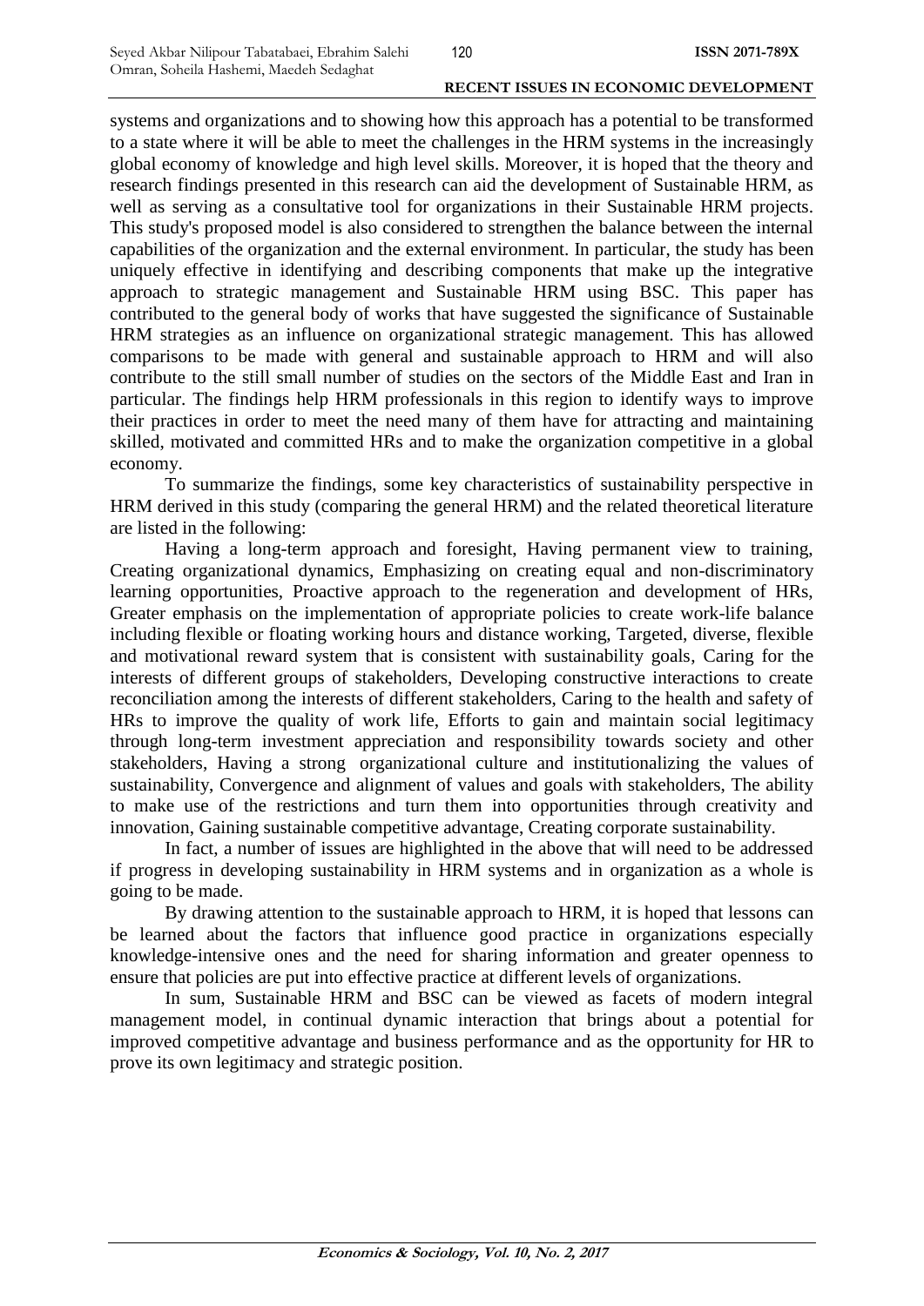systems and organizations and to showing how this approach has a potential to be transformed to a state where it will be able to meet the challenges in the HRM systems in the increasingly global economy of knowledge and high level skills. Moreover, it is hoped that the theory and research findings presented in this research can aid the development of Sustainable HRM, as well as serving as a consultative tool for organizations in their Sustainable HRM projects. This study's proposed model is also considered to strengthen the balance between the internal capabilities of the organization and the external environment. In particular, the study has been uniquely effective in identifying and describing components that make up the integrative approach to strategic management and Sustainable HRM using BSC. This paper has contributed to the general body of works that have suggested the significance of Sustainable HRM strategies as an influence on organizational strategic management. This has allowed comparisons to be made with general and sustainable approach to HRM and will also contribute to the still small number of studies on the sectors of the Middle East and Iran in particular. The findings help HRM professionals in this region to identify ways to improve their practices in order to meet the need many of them have for attracting and maintaining skilled, motivated and committed HRs and to make the organization competitive in a global economy.

To summarize the findings, some key characteristics of sustainability perspective in HRM derived in this study (comparing the general HRM) and the related theoretical literature are listed in the following:

Having a long-term approach and foresight, Having permanent view to training, Creating organizational dynamics, Emphasizing on creating equal and non-discriminatory learning opportunities, Proactive approach to the regeneration and development of HRs, Greater emphasis on the implementation of appropriate policies to create work-life balance including flexible or floating working hours and distance working, Targeted, diverse, flexible and motivational reward system that is consistent with sustainability goals, Caring for the interests of different groups of stakeholders, Developing constructive interactions to create reconciliation among the interests of different stakeholders, Caring to the health and safety of HRs to improve the quality of work life, Efforts to gain and maintain social legitimacy through long-term investment appreciation and responsibility towards society and other stakeholders, Having a strong organizational culture and institutionalizing the values of sustainability, Convergence and alignment of values and goals with stakeholders, The ability to make use of the restrictions and turn them into opportunities through creativity and innovation, Gaining sustainable competitive advantage, Creating corporate sustainability.

In fact, a number of issues are highlighted in the above that will need to be addressed if progress in developing sustainability in HRM systems and in organization as a whole is going to be made.

By drawing attention to the sustainable approach to HRM, it is hoped that lessons can be learned about the factors that influence good practice in organizations especially knowledge-intensive ones and the need for sharing information and greater openness to ensure that policies are put into effective practice at different levels of organizations.

In sum, Sustainable HRM and BSC can be viewed as facets of modern integral management model, in continual dynamic interaction that brings about a potential for improved competitive advantage and business performance and as the opportunity for HR to prove its own legitimacy and strategic position.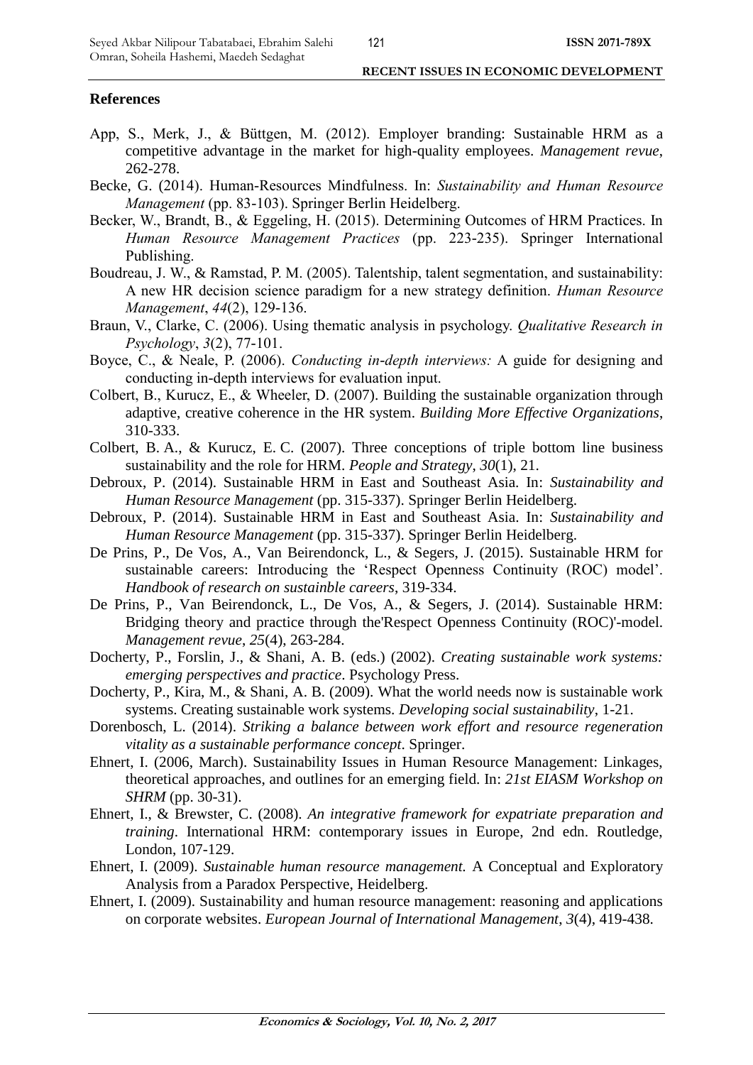## References

App, S., Merk, J., & Büttgen, M. (2012). Employer branding: Sustainable HRM as a competitive advantage in the market for high-quality employees. *Management revue*, 262-278.

Becke, G. (2014). Human-Resources Mindfulness. In: *Sustainability and Human Resource Management* (pp. 83-103). Springer Berlin Heidelberg.

Becker, W., Brandt, B., & Eggeling, H. (2015). Determining Outcomes of HRM Practices. In *Human Resource Management Practices* (pp. 223-235). Springer International Publishing.

Boudreau, J. W., & Ramstad, P. M. (2005). Talentship, talent segmentation, and sustainability: A new HR decision science paradigm for a new strategy definition. *Human Resource Management*, *44*(2), 129-136.

Braun, V., Clarke, C. (2006). Using thematic analysis in psychology. *Qualitative Research in Psychology*, *3*(2), 77-101.

Boyce, C., & Neale, P. (2006). *Conducting in-depth interviews:* A guide for designing and conducting in-depth interviews for evaluation input.

Colbert, B., Kurucz, E., & Wheeler, D. (2007). Building the sustainable organization through adaptive, creative coherence in the HR system. *Building More Effective Organizations*, 310-333.

Colbert, B. A., & Kurucz, E. C. (2007). Three conceptions of triple bottom line business sustainability and the role for HRM. *People and Strategy*, *30*(1), 21.

Debroux, P. (2014). Sustainable HRM in East and Southeast Asia. In: *Sustainability and Human Resource Management* (pp. 315-337). Springer Berlin Heidelberg.

Debroux, P. (2014). Sustainable HRM in East and Southeast Asia. In: *Sustainability and Human Resource Management* (pp. 315-337). Springer Berlin Heidelberg.

De Prins, P., De Vos, A., Van Beirendonck, L., & Segers, J. (2015). Sustainable HRM for sustainable careers: Introducing the 'Respect Openness Continuity (ROC) model'. *Handbook of research on sustainble careers*, 319-334.

De Prins, P., Van Beirendonck, L., De Vos, A., & Segers, J. (2014). Sustainable HRM: Bridging theory and practice through the'Respect Openness Continuity (ROC)'-model. *Management revue*, *25*(4), 263-284.

Docherty, P., Forslin, J., & Shani, A. B. (eds.) (2002). *Creating sustainable work systems: emerging perspectives and practice*. Psychology Press.

Docherty, P., Kira, M., & Shani, A. B. (2009). What the world needs now is sustainable work systems. Creating sustainable work systems. *Developing social sustainability*, 1-21.

Dorenbosch, L. (2014). *Striking a balance between work effort and resource regeneration vitality as a sustainable performance concept*. Springer.

Ehnert, I. (2006, March). Sustainability Issues in Human Resource Management: Linkages, theoretical approaches, and outlines for an emerging field. In: *21st EIASM Workshop on SHRM* (pp. 30-31).

Ehnert, I., & Brewster, C. (2008). *An integrative framework for expatriate preparation and training*. International HRM: contemporary issues in Europe, 2nd edn. Routledge, London, 107-129.

Ehnert, I. (2009). *Sustainable human resource management.* A Conceptual and Exploratory Analysis from a Paradox Perspective, Heidelberg.

Ehnert, I. (2009). Sustainability and human resource management: reasoning and applications on corporate websites. *European Journal of International Management*, *3*(4), 419-438.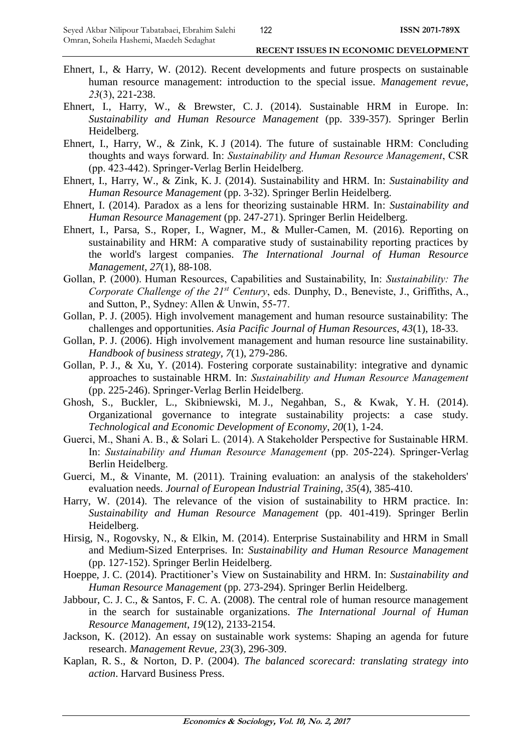Ehnert, I., & Harry, W. (2012). Recent developments and future prospects on sustainable human resource management: introduction to the special issue. *Management revue*, *23*(3), 221-238.

Ehnert, I., Harry, W., & Brewster, C. J. (2014). Sustainable HRM in Europe. In: *Sustainability and Human Resource Management* (pp. 339-357). Springer Berlin Heidelberg.

Ehnert, I., Harry, W., & Zink, K. J (2014). The future of sustainable HRM: Concluding thoughts and ways forward. In: *Sustainability and Human Resource Management*, CSR (pp. 423-442). Springer-Verlag Berlin Heidelberg.

Ehnert, I., Harry, W., & Zink, K. J. (2014). Sustainability and HRM. In: *Sustainability and Human Resource Management* (pp. 3-32). Springer Berlin Heidelberg.

Ehnert, I. (2014). Paradox as a lens for theorizing sustainable HRM. In: *Sustainability and Human Resource Management* (pp. 247-271). Springer Berlin Heidelberg.

Ehnert, I., Parsa, S., Roper, I., Wagner, M., & Muller-Camen, M. (2016). Reporting on sustainability and HRM: A comparative study of sustainability reporting practices by the world's largest companies. *The International Journal of Human Resource Management*, *27*(1), 88-108.

Gollan, P. (2000). Human Resources, Capabilities and Sustainability, In: *Sustainability: The Corporate Challenge of the 21st Century*, eds. Dunphy, D., Beneviste, J., Griffiths, A., and Sutton, P., Sydney: Allen & Unwin, 55-77.

Gollan, P. J. (2005). High involvement management and human resource sustainability: The challenges and opportunities. *Asia Pacific Journal of Human Resources*, *43*(1), 18-33.

Gollan, P. J. (2006). High involvement management and human resource line sustainability. *Handbook of business strategy*, *7*(1), 279-286.

Gollan, P. J., & Xu, Y. (2014). Fostering corporate sustainability: integrative and dynamic approaches to sustainable HRM. In: *Sustainability and Human Resource Management* (pp. 225-246). Springer-Verlag Berlin Heidelberg.

Ghosh, S., Buckler, L., Skibniewski, M. J., Negahban, S., & Kwak, Y. H. (2014). Organizational governance to integrate sustainability projects: a case study. *Technological and Economic Development of Economy*, *20*(1), 1-24.

Guerci, M., Shani A. B., & Solari L. (2014). A Stakeholder Perspective for Sustainable HRM. In: *Sustainability and Human Resource Management* (pp. 205-224). Springer-Verlag Berlin Heidelberg.

Guerci, M., & Vinante, M. (2011). Training evaluation: an analysis of the stakeholders' evaluation needs. *Journal of European Industrial Training*, *35*(4), 385-410.

Harry, W. (2014). The relevance of the vision of sustainability to HRM practice. In: *Sustainability and Human Resource Management* (pp. 401-419). Springer Berlin Heidelberg.

Hirsig, N., Rogovsky, N., & Elkin, M. (2014). Enterprise Sustainability and HRM in Small and Medium-Sized Enterprises. In: *Sustainability and Human Resource Management* (pp. 127-152). Springer Berlin Heidelberg.

Hoeppe, J. C. (2014). Practitioner's View on Sustainability and HRM. In: *Sustainability and Human Resource Management* (pp. 273-294). Springer Berlin Heidelberg.

Jabbour, C. J. C., & Santos, F. C. A. (2008). The central role of human resource management in the search for sustainable organizations. *The International Journal of Human Resource Management*, *19*(12), 2133-2154.

Jackson, K. (2012). An essay on sustainable work systems: Shaping an agenda for future research. *Management Revue*, *23*(3), 296-309.

Kaplan, R. S., & Norton, D. P. (2004). *The balanced scorecard: translating strategy into action*. Harvard Business Press.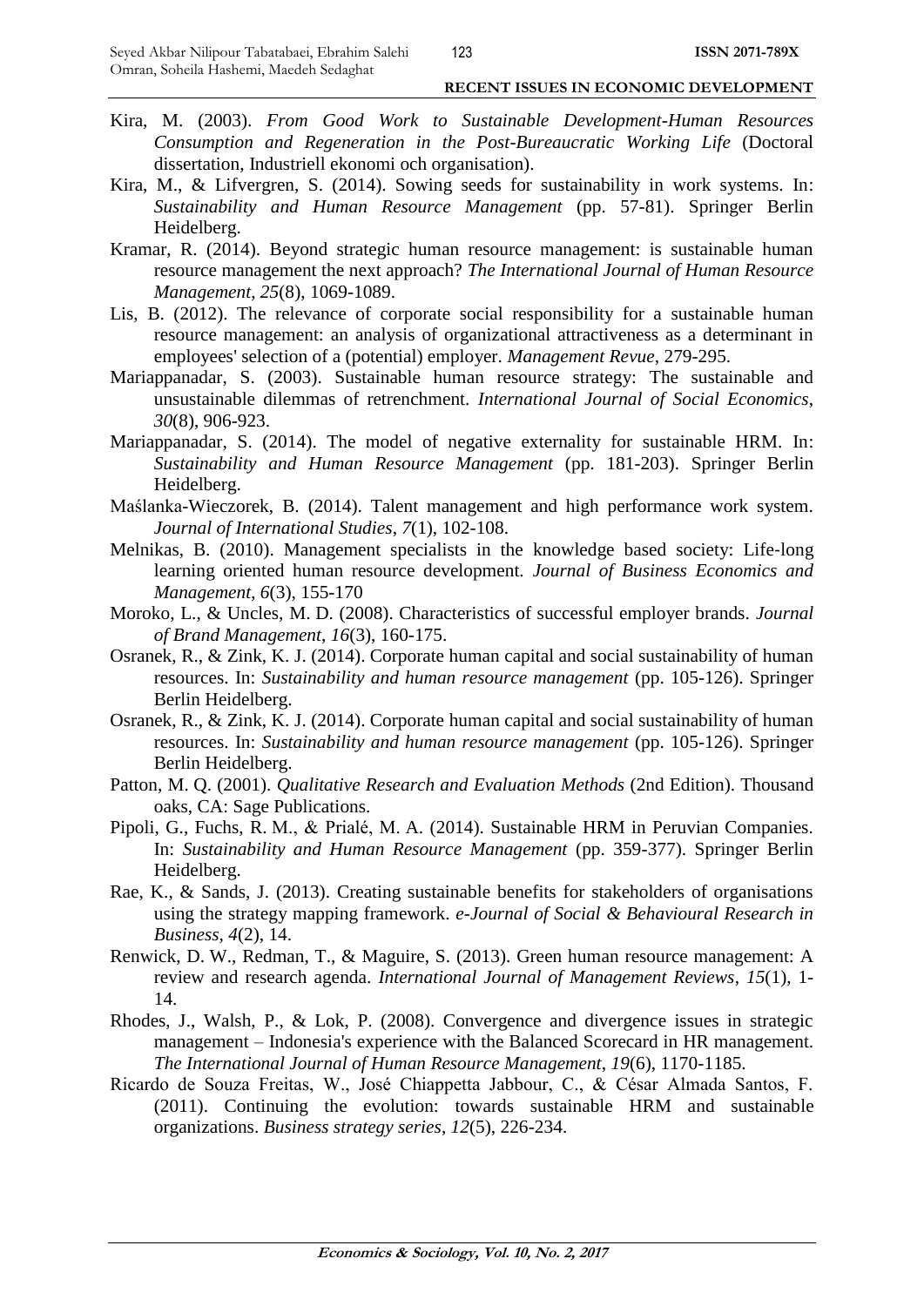Kira, M. (2003). *From Good Work to Sustainable Development-Human Resources Consumption and Regeneration in the Post-Bureaucratic Working Life* (Doctoral dissertation, Industriell ekonomi och organisation).

Kira, M., & Lifvergren, S. (2014). Sowing seeds for sustainability in work systems. In: *Sustainability and Human Resource Management* (pp. 57-81). Springer Berlin Heidelberg.

Kramar, R. (2014). Beyond strategic human resource management: is sustainable human resource management the next approach? *The International Journal of Human Resource Management*, *25*(8), 1069-1089.

Lis, B. (2012). The relevance of corporate social responsibility for a sustainable human resource management: an analysis of organizational attractiveness as a determinant in employees' selection of a (potential) employer. *Management Revue*, 279-295.

Mariappanadar, S. (2003). Sustainable human resource strategy: The sustainable and unsustainable dilemmas of retrenchment. *International Journal of Social Economics*, *30*(8), 906-923.

Mariappanadar, S. (2014). The model of negative externality for sustainable HRM. In: *Sustainability and Human Resource Management* (pp. 181-203). Springer Berlin Heidelberg.

Maślanka-Wieczorek, B. (2014). Talent management and high performance work system. *Journal of International Studies*, *7*(1), 102-108.

Melnikas, B. (2010). Management specialists in the knowledge based society: Life-long learning oriented human resource development. *Journal of Business Economics and Management*, *6*(3), 155-170

Moroko, L., & Uncles, M. D. (2008). Characteristics of successful employer brands. *Journal of Brand Management*, *16*(3), 160-175.

Osranek, R., & Zink, K. J. (2014). Corporate human capital and social sustainability of human resources. In: *Sustainability and human resource management* (pp. 105-126). Springer Berlin Heidelberg.

Osranek, R., & Zink, K. J. (2014). Corporate human capital and social sustainability of human resources. In: *Sustainability and human resource management* (pp. 105-126). Springer Berlin Heidelberg.

Patton, M. Q. (2001). *Qualitative Research and Evaluation Methods* (2nd Edition). Thousand oaks, CA: Sage Publications.

Pipoli, G., Fuchs, R. M., & Prialé, M. A. (2014). Sustainable HRM in Peruvian Companies. In: *Sustainability and Human Resource Management* (pp. 359-377). Springer Berlin Heidelberg.

Rae, K., & Sands, J. (2013). Creating sustainable benefits for stakeholders of organisations using the strategy mapping framework. *e-Journal of Social & Behavioural Research in Business*, *4*(2), 14.

Renwick, D. W., Redman, T., & Maguire, S. (2013). Green human resource management: A review and research agenda. *International Journal of Management Reviews*, *15*(1), 1-14.

Rhodes, J., Walsh, P., & Lok, P. (2008). Convergence and divergence issues in strategic management – Indonesia's experience with the Balanced Scorecard in HR management. *The International Journal of Human Resource Management*, *19*(6), 1170-1185.

Ricardo de Souza Freitas, W., José Chiappetta Jabbour, C., & César Almada Santos, F. (2011). Continuing the evolution: towards sustainable HRM and sustainable organizations. *Business strategy series*, *12*(5), 226-234.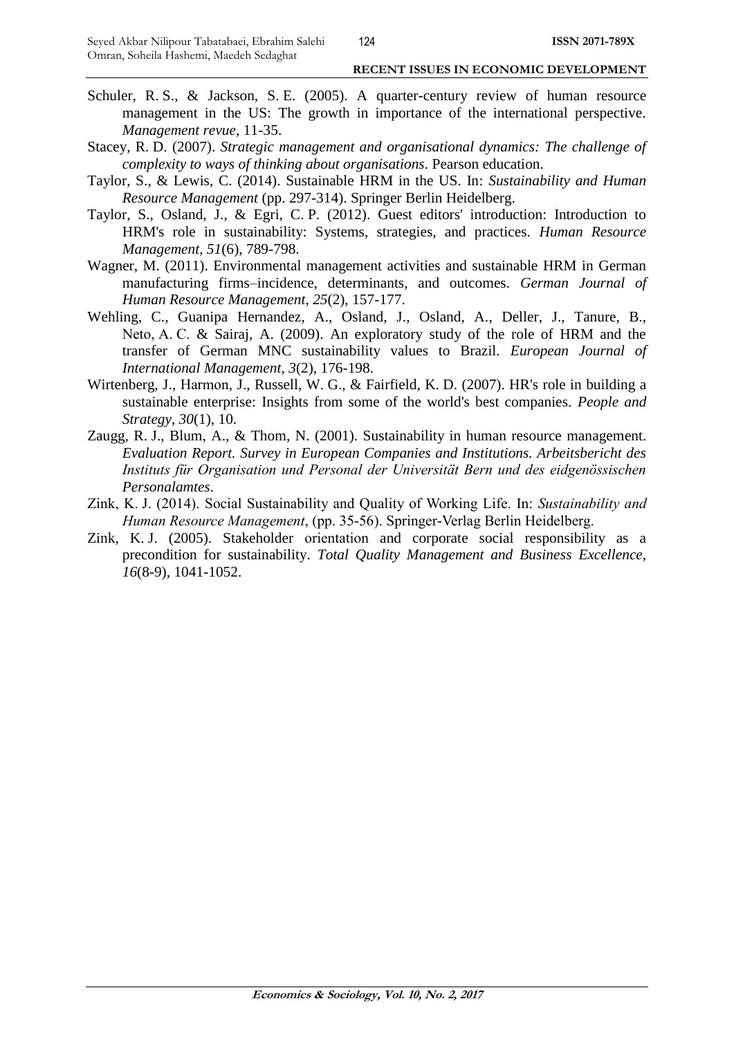Schuler, R. S., & Jackson, S. E. (2005). A quarter-century review of human resource management in the US: The growth in importance of the international perspective. *Management revue*, 11-35.

Stacey, R. D. (2007). *Strategic management and organisational dynamics: The challenge of complexity to ways of thinking about organisations*. Pearson education.

Taylor, S., & Lewis, C. (2014). Sustainable HRM in the US. In: *Sustainability and Human Resource Management* (pp. 297-314). Springer Berlin Heidelberg.

Taylor, S., Osland, J., & Egri, C. P. (2012). Guest editors' introduction: Introduction to HRM's role in sustainability: Systems, strategies, and practices. *Human Resource Management*, *51*(6), 789-798.

Wagner, M. (2011). Environmental management activities and sustainable HRM in German manufacturing firms–incidence, determinants, and outcomes. *German Journal of Human Resource Management*, *25*(2), 157-177.

Wehling, C., Guanipa Hernandez, A., Osland, J., Osland, A., Deller, J., Tanure, B., Neto, A. C. & Sairaj, A. (2009). An exploratory study of the role of HRM and the transfer of German MNC sustainability values to Brazil. *European Journal of International Management*, *3*(2), 176-198.

Wirtenberg, J., Harmon, J., Russell, W. G., & Fairfield, K. D. (2007). HR's role in building a sustainable enterprise: Insights from some of the world's best companies. *People and Strategy*, *30*(1), 10.

Zaugg, R. J., Blum, A., & Thom, N. (2001). Sustainability in human resource management. *Evaluation Report. Survey in European Companies and Institutions. Arbeitsbericht des Instituts für Organisation und Personal der Universität Bern und des eidgenössischen Personalamtes*.

Zink, K. J. (2014). Social Sustainability and Quality of Working Life. In: *Sustainability and Human Resource Management*, (pp. 35-56). Springer-Verlag Berlin Heidelberg.

Zink, K. J. (2005). Stakeholder orientation and corporate social responsibility as a precondition for sustainability. *Total Quality Management and Business Excellence*, *16*(8-9), 1041-1052.